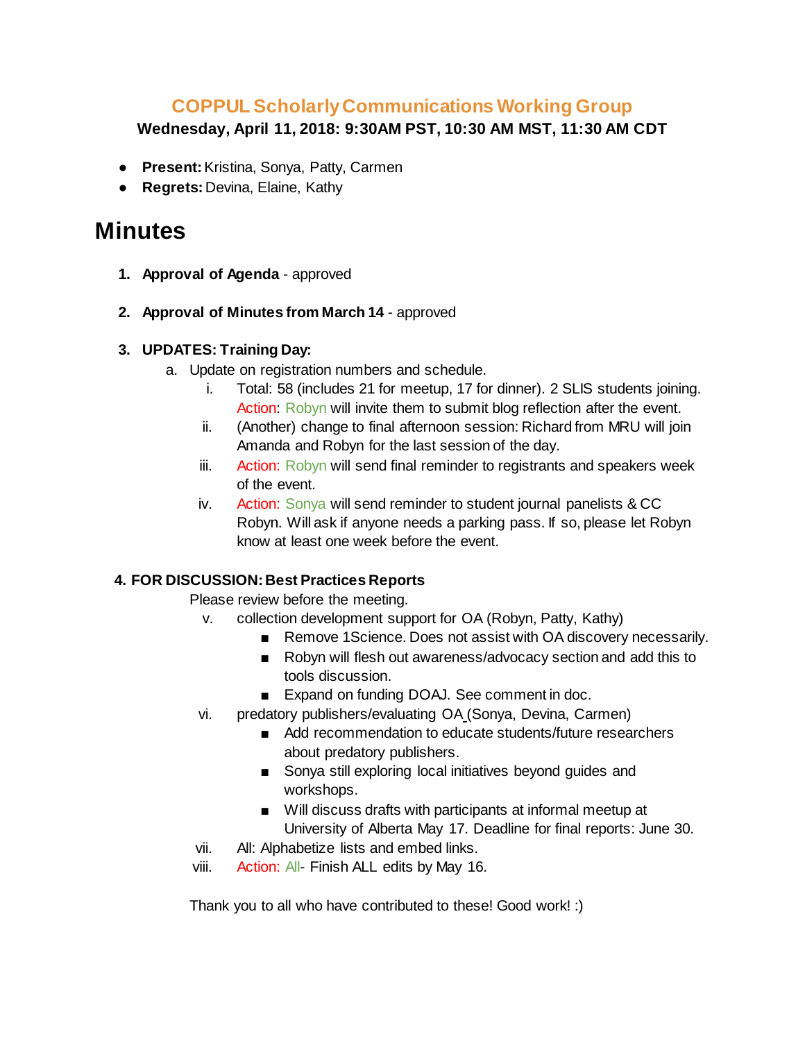## COPPUL Scholarly Communications Working Group

**Wednesday, April 11, 2018: 9:30AM PST, 10:30 AM MST, 11:30 AM CDT**

- **Present:** Kristina, Sonya, Patty, Carmen
- **Regrets:** Devina, Elaine, Kathy

# Minutes

1. **Approval of Agenda** - approved

2. **Approval of Minutes from March 14** - approved

3. **UPDATES: Training Day:**
   a. Update on registration numbers and schedule.
      i. Total: 58 (includes 21 for meetup, 17 for dinner). 2 SLIS students joining. Action: Robyn will invite them to submit blog reflection after the event.
      ii. (Another) change to final afternoon session: Richard from MRU will join Amanda and Robyn for the last session of the day.
      iii. Action: Robyn will send final reminder to registrants and speakers week of the event.
      iv. Action: Sonya will send reminder to student journal panelists & CC Robyn. Will ask if anyone needs a parking pass. If so, please let Robyn know at least one week before the event.

4. **FOR DISCUSSION: Best Practices Reports**

   Please review before the meeting.
   
   v. collection development support for OA (Robyn, Patty, Kathy)
      - Remove 1Science. Does not assist with OA discovery necessarily.
      - Robyn will flesh out awareness/advocacy section and add this to tools discussion.
      - Expand on funding DOAJ. See comment in doc.
   
   vi. predatory publishers/evaluating OA (Sonya, Devina, Carmen)
      - Add recommendation to educate students/future researchers about predatory publishers.
      - Sonya still exploring local initiatives beyond guides and workshops.
      - Will discuss drafts with participants at informal meetup at University of Alberta May 17. Deadline for final reports: June 30.
   
   vii. All: Alphabetize lists and embed links.
   
   viii. Action: All- Finish ALL edits by May 16.

   Thank you to all who have contributed to these! Good work! :)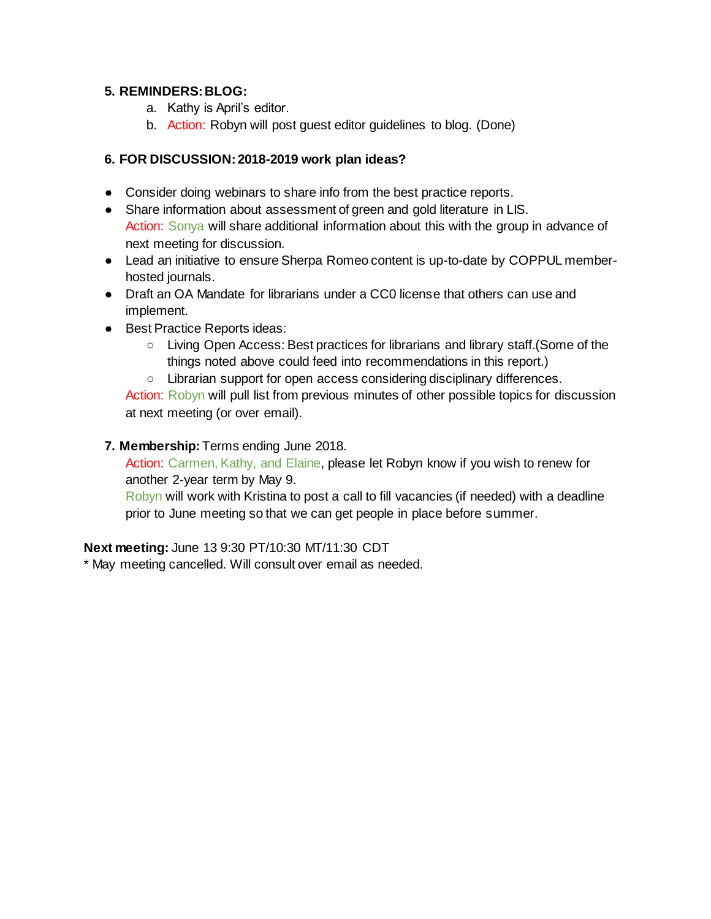**5. REMINDERS: BLOG:**

a. Kathy is April's editor.
b. Action: Robyn will post guest editor guidelines to blog. (Done)

**6. FOR DISCUSSION: 2018-2019 work plan ideas?**

- Consider doing webinars to share info from the best practice reports.
- Share information about assessment of green and gold literature in LIS.
  Action: Sonya will share additional information about this with the group in advance of next meeting for discussion.
- Lead an initiative to ensure Sherpa Romeo content is up-to-date by COPPUL member-hosted journals.
- Draft an OA Mandate for librarians under a CC0 license that others can use and implement.
- Best Practice Reports ideas:
  - Living Open Access: Best practices for librarians and library staff.(Some of the things noted above could feed into recommendations in this report.)
  - Librarian support for open access considering disciplinary differences.

  Action: Robyn will pull list from previous minutes of other possible topics for discussion at next meeting (or over email).

**7. Membership:** Terms ending June 2018.

Action: Carmen, Kathy, and Elaine, please let Robyn know if you wish to renew for another 2-year term by May 9.
Robyn will work with Kristina to post a call to fill vacancies (if needed) with a deadline prior to June meeting so that we can get people in place before summer.

**Next meeting:** June 13 9:30 PT/10:30 MT/11:30 CDT
* May meeting cancelled. Will consult over email as needed.